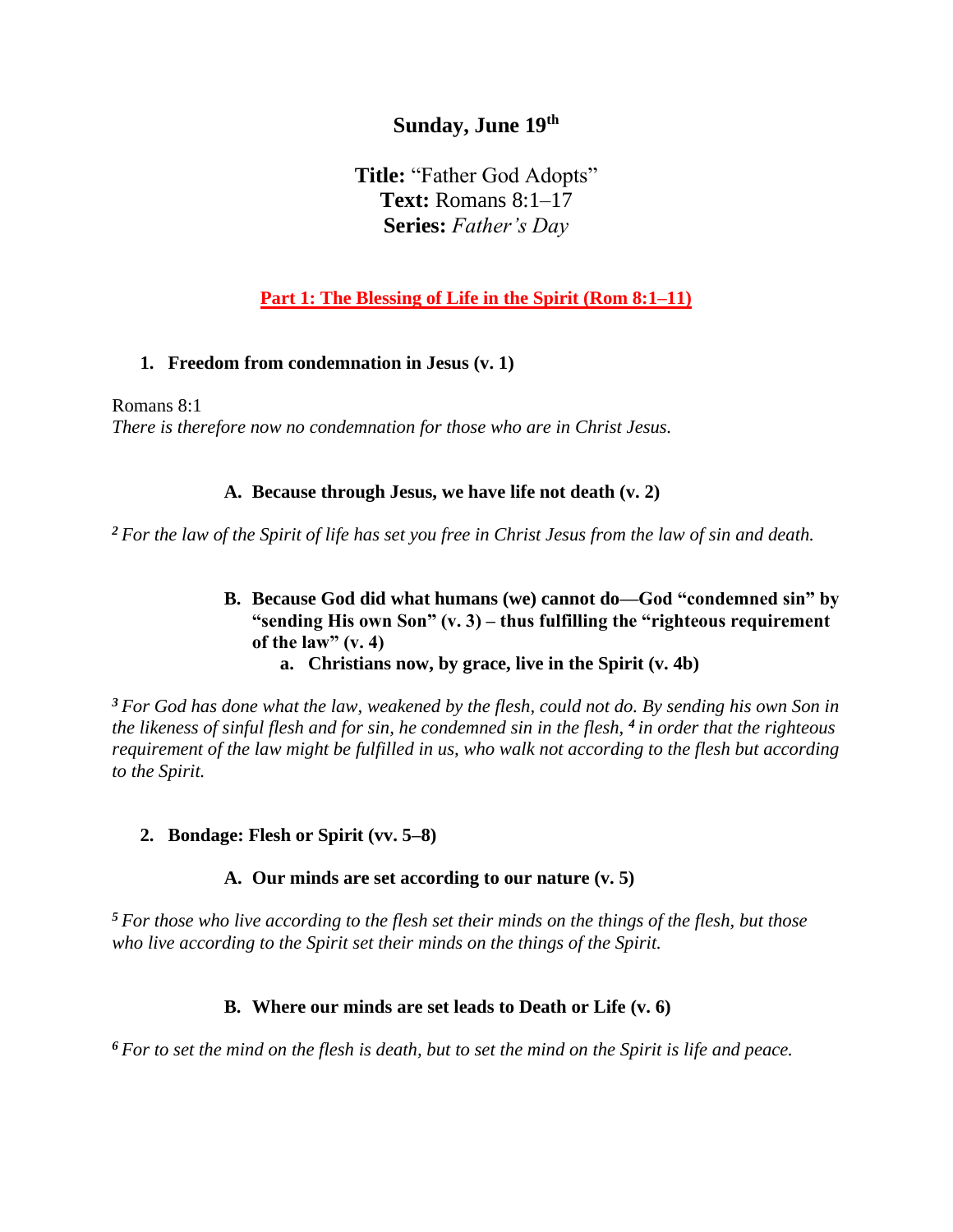**Sunday, June 19th**

**Title:** "Father God Adopts"
**Text:** Romans 8:1–17
**Series:** *Father's Day*

## Part 1: The Blessing of Life in the Spirit (Rom 8:1–11)

1. **Freedom from condemnation in Jesus (v. 1)**

Romans 8:1
*There is therefore now no condemnation for those who are in Christ Jesus.*

   A. **Because through Jesus, we have life not death (v. 2)**

*[2] For the law of the Spirit of life has set you free in Christ Jesus from the law of sin and death.*

   B. **Because God did what humans (we) cannot do—God "condemned sin" by "sending His own Son" (v. 3) – thus fulfilling the "righteous requirement of the law" (v. 4)**
      a. **Christians now, by grace, live in the Spirit (v. 4b)**

*[3] For God has done what the law, weakened by the flesh, could not do. By sending his own Son in the likeness of sinful flesh and for sin, he condemned sin in the flesh, [4] in order that the righteous requirement of the law might be fulfilled in us, who walk not according to the flesh but according to the Spirit.*

2. **Bondage: Flesh or Spirit (vv. 5–8)**

   A. **Our minds are set according to our nature (v. 5)**

*[5] For those who live according to the flesh set their minds on the things of the flesh, but those who live according to the Spirit set their minds on the things of the Spirit.*

   B. **Where our minds are set leads to Death or Life (v. 6)**

*[6] For to set the mind on the flesh is death, but to set the mind on the Spirit is life and peace.*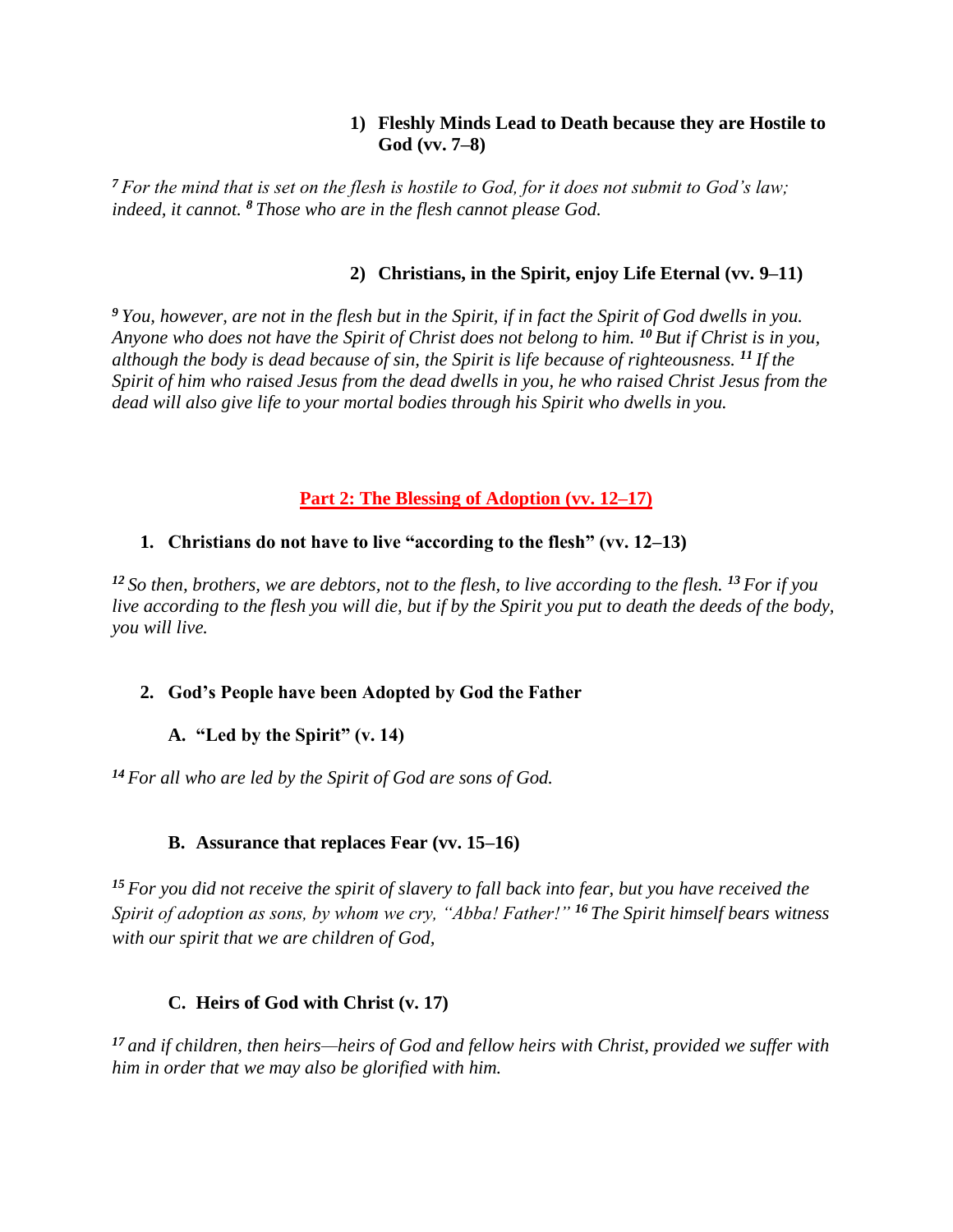#### 1) Fleshly Minds Lead to Death because they are Hostile to God (vv. 7–8)

*[7] For the mind that is set on the flesh is hostile to God, for it does not submit to God's law; indeed, it cannot. [8] Those who are in the flesh cannot please God.*

#### 2) Christians, in the Spirit, enjoy Life Eternal (vv. 9–11)

*[9] You, however, are not in the flesh but in the Spirit, if in fact the Spirit of God dwells in you. Anyone who does not have the Spirit of Christ does not belong to him. [10] But if Christ is in you, although the body is dead because of sin, the Spirit is life because of righteousness. [11] If the Spirit of him who raised Jesus from the dead dwells in you, he who raised Christ Jesus from the dead will also give life to your mortal bodies through his Spirit who dwells in you.*

## Part 2: The Blessing of Adoption (vv. 12–17)

### 1. Christians do not have to live "according to the flesh" (vv. 12–13)

*[12] So then, brothers, we are debtors, not to the flesh, to live according to the flesh. [13] For if you live according to the flesh you will die, but if by the Spirit you put to death the deeds of the body, you will live.*

### 2. God's People have been Adopted by God the Father

#### A. "Led by the Spirit" (v. 14)

*[14] For all who are led by the Spirit of God are sons of God.*

#### B. Assurance that replaces Fear (vv. 15–16)

*[15] For you did not receive the spirit of slavery to fall back into fear, but you have received the Spirit of adoption as sons, by whom we cry, "Abba! Father!" [16] The Spirit himself bears witness with our spirit that we are children of God,*

#### C. Heirs of God with Christ (v. 17)

*[17] and if children, then heirs—heirs of God and fellow heirs with Christ, provided we suffer with him in order that we may also be glorified with him.*